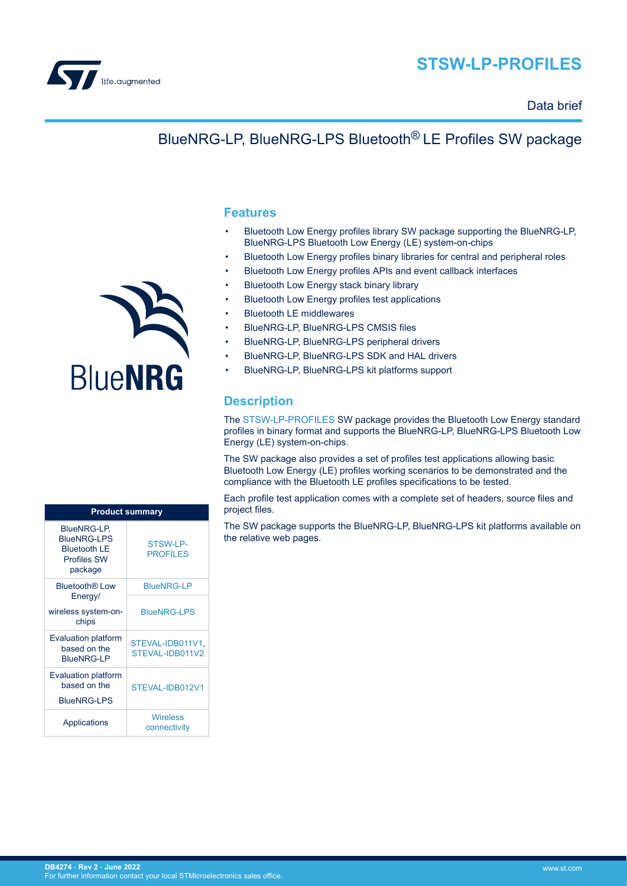# STSW-LP-PROFILES

Data brief

## BlueNRG-LP, BlueNRG-LPS Bluetooth® LE Profiles SW package

## Features

- Bluetooth Low Energy profiles library SW package supporting the BlueNRG-LP, BlueNRG-LPS Bluetooth Low Energy (LE) system-on-chips
- Bluetooth Low Energy profiles binary libraries for central and peripheral roles
- Bluetooth Low Energy profiles APIs and event callback interfaces
- Bluetooth Low Energy stack binary library
- Bluetooth Low Energy profiles test applications
- Bluetooth LE middlewares
- BlueNRG-LP, BlueNRG-LPS CMSIS files
- BlueNRG-LP, BlueNRG-LPS peripheral drivers
- BlueNRG-LP, BlueNRG-LPS SDK and HAL drivers
- BlueNRG-LP, BlueNRG-LPS kit platforms support

## Description

The STSW-LP-PROFILES SW package provides the Bluetooth Low Energy standard profiles in binary format and supports the BlueNRG-LP, BlueNRG-LPS Bluetooth Low Energy (LE) system-on-chips.

The SW package also provides a set of profiles test applications allowing basic Bluetooth Low Energy (LE) profiles working scenarios to be demonstrated and the compliance with the Bluetooth LE profiles specifications to be tested.

Each profile test application comes with a complete set of headers, source files and project files.

The SW package supports the BlueNRG-LP, BlueNRG-LPS kit platforms available on the relative web pages.

| Product summary | |
|---|---|
| BlueNRG-LP, BlueNRG-LPS Bluetooth LE Profiles SW package | STSW-LP-PROFILES |
| Bluetooth® Low Energy/ wireless system-on-chips | BlueNRG-LP |
| | BlueNRG-LPS |
| Evaluation platform based on the BlueNRG-LP | STEVAL-IDB011V1, STEVAL-IDB011V2 |
| Evaluation platform based on the BlueNRG-LPS | STEVAL-IDB012V1 |
| Applications | Wireless connectivity |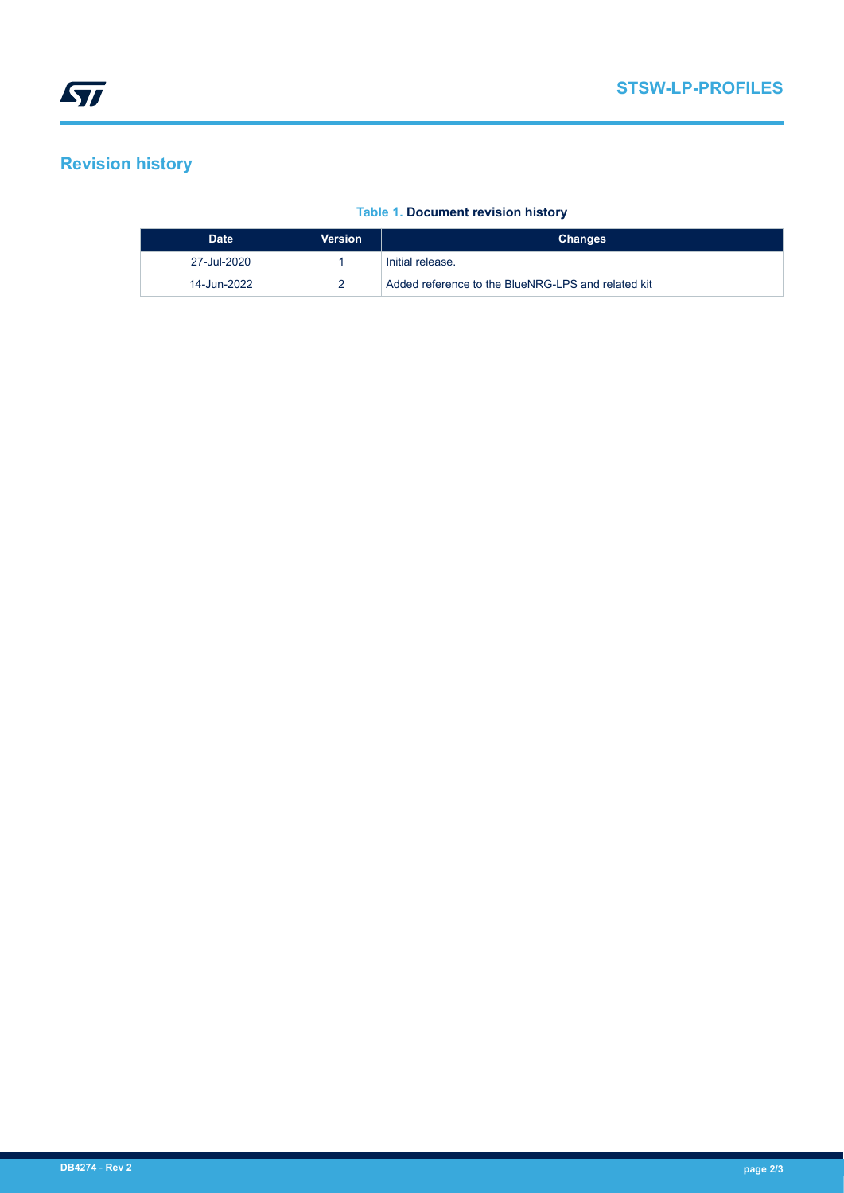## Revision history

**Table 1. Document revision history**

| Date | Version | Changes |
|---|---|---|
| 27-Jul-2020 | 1 | Initial release. |
| 14-Jun-2022 | 2 | Added reference to the BlueNRG-LPS and related kit |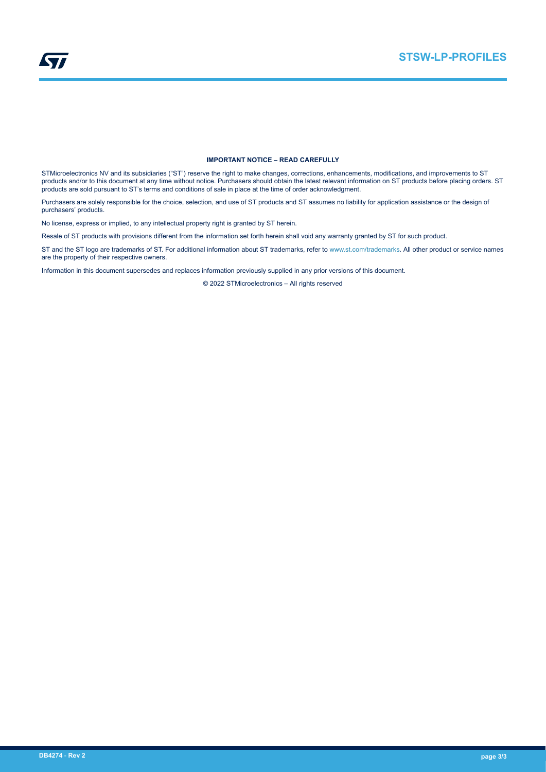**IMPORTANT NOTICE – READ CAREFULLY**

STMicroelectronics NV and its subsidiaries ("ST") reserve the right to make changes, corrections, enhancements, modifications, and improvements to ST products and/or to this document at any time without notice. Purchasers should obtain the latest relevant information on ST products before placing orders. ST products are sold pursuant to ST's terms and conditions of sale in place at the time of order acknowledgment.

Purchasers are solely responsible for the choice, selection, and use of ST products and ST assumes no liability for application assistance or the design of purchasers' products.

No license, express or implied, to any intellectual property right is granted by ST herein.

Resale of ST products with provisions different from the information set forth herein shall void any warranty granted by ST for such product.

ST and the ST logo are trademarks of ST. For additional information about ST trademarks, refer to www.st.com/trademarks. All other product or service names are the property of their respective owners.

Information in this document supersedes and replaces information previously supplied in any prior versions of this document.

© 2022 STMicroelectronics – All rights reserved